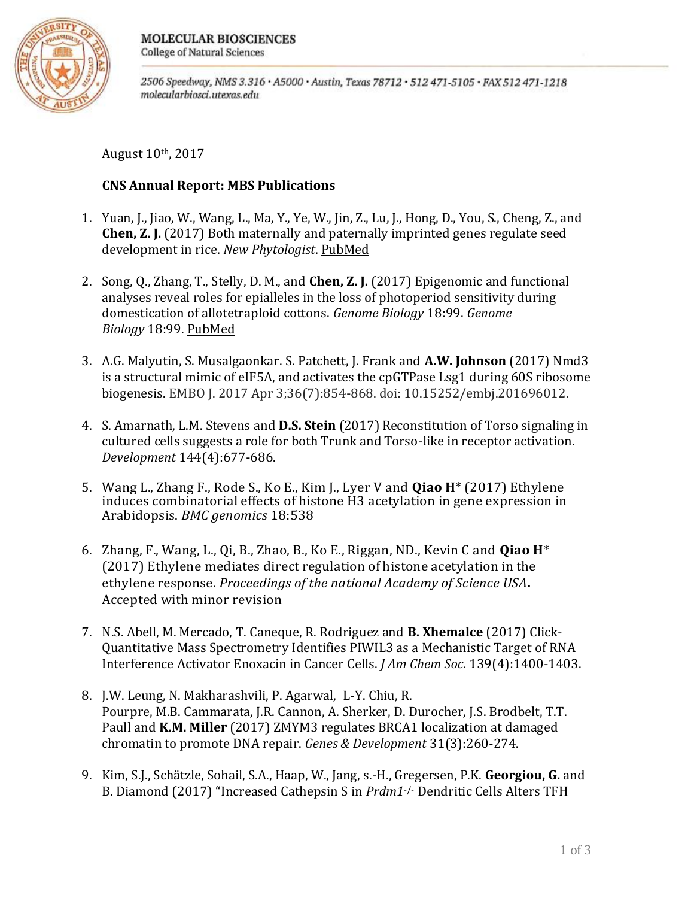MOLECULAR BIOSCIENCES
College of Natural Sciences

2506 Speedway, NMS 3.316 • A5000 • Austin, Texas 78712 • 512 471-5105 • FAX 512 471-1218
molecularbiosci.utexas.edu

August 10th, 2017

**CNS Annual Report: MBS Publications**

1. Yuan, J., Jiao, W., Wang, L., Ma, Y., Ye, W., Jin, Z., Lu, J., Hong, D., You, S., Cheng, Z., and **Chen, Z. J.** (2017) Both maternally and paternally imprinted genes regulate seed development in rice. *New Phytologist*. PubMed

2. Song, Q., Zhang, T., Stelly, D. M., and **Chen, Z. J.** (2017) Epigenomic and functional analyses reveal roles for epialleles in the loss of photoperiod sensitivity during domestication of allotetraploid cottons. *Genome Biology* 18:99. *Genome Biology* 18:99. PubMed

3. A.G. Malyutin, S. Musalgaonkar. S. Patchett, J. Frank and **A.W. Johnson** (2017) Nmd3 is a structural mimic of eIF5A, and activates the cpGTPase Lsg1 during 60S ribosome biogenesis. EMBO J. 2017 Apr 3;36(7):854-868. doi: 10.15252/embj.201696012.

4. S. Amarnath, L.M. Stevens and **D.S. Stein** (2017) Reconstitution of Torso signaling in cultured cells suggests a role for both Trunk and Torso-like in receptor activation. *Development* 144(4):677-686.

5. Wang L., Zhang F., Rode S., Ko E., Kim J., Lyer V and **Qiao H*** (2017) Ethylene induces combinatorial effects of histone H3 acetylation in gene expression in Arabidopsis. *BMC genomics* 18:538

6. Zhang, F., Wang, L., Qi, B., Zhao, B., Ko E., Riggan, ND., Kevin C and **Qiao H*** (2017) Ethylene mediates direct regulation of histone acetylation in the ethylene response. *Proceedings of the national Academy of Science USA***.** Accepted with minor revision

7. N.S. Abell, M. Mercado, T. Caneque, R. Rodriguez and **B. Xhemalce** (2017) Click-Quantitative Mass Spectrometry Identifies PIWIL3 as a Mechanistic Target of RNA Interference Activator Enoxacin in Cancer Cells. *J Am Chem Soc.* 139(4):1400-1403.

8. J.W. Leung, N. Makharashvili, P. Agarwal, L-Y. Chiu, R. Pourpre, M.B. Cammarata, J.R. Cannon, A. Sherker, D. Durocher, J.S. Brodbelt, T.T. Paull and **K.M. Miller** (2017) ZMYM3 regulates BRCA1 localization at damaged chromatin to promote DNA repair. *Genes & Development* 31(3):260-274.

9. Kim, S.J., Schätzle, Sohail, S.A., Haap, W., Jang, s.-H., Gregersen, P.K. **Georgiou, G.** and B. Diamond (2017) "Increased Cathepsin S in *Prdm1*$^{-/-}$ Dendritic Cells Alters TFH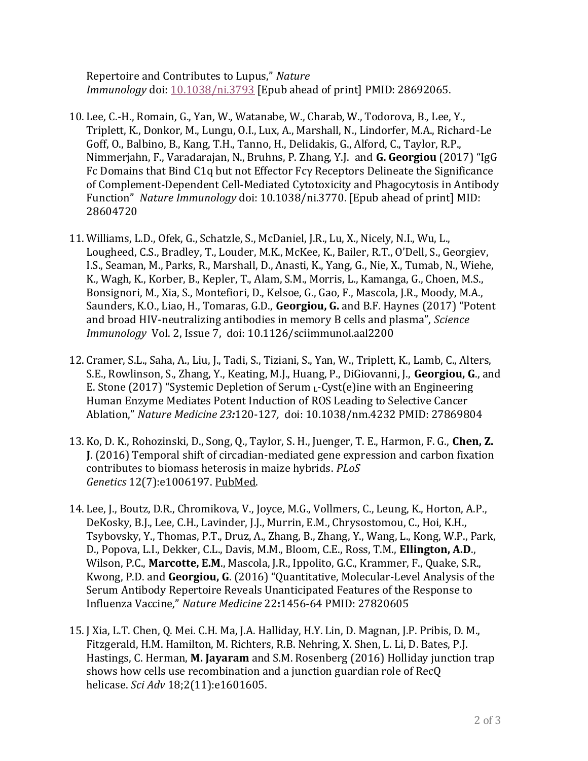Repertoire and Contributes to Lupus," *Nature Immunology* doi: 10.1038/ni.3793 [Epub ahead of print] PMID: 28692065.

10. Lee, C.-H., Romain, G., Yan, W., Watanabe, W., Charab, W., Todorova, B., Lee, Y., Triplett, K., Donkor, M., Lungu, O.I., Lux, A., Marshall, N., Lindorfer, M.A., Richard-Le Goff, O., Balbino, B., Kang, T.H., Tanno, H., Delidakis, G., Alford, C., Taylor, R.P., Nimmerjahn, F., Varadarajan, N., Bruhns, P. Zhang, Y.J. and **G. Georgiou** (2017) "IgG Fc Domains that Bind C1q but not Effector Fcγ Receptors Delineate the Significance of Complement-Dependent Cell-Mediated Cytotoxicity and Phagocytosis in Antibody Function" *Nature Immunology* doi: 10.1038/ni.3770. [Epub ahead of print] MID: 28604720

11. Williams, L.D., Ofek, G., Schatzle, S., McDaniel, J.R., Lu, X., Nicely, N.I., Wu, L., Lougheed, C.S., Bradley, T., Louder, M.K., McKee, K., Bailer, R.T., O'Dell, S., Georgiev, I.S., Seaman, M., Parks, R., Marshall, D., Anasti, K., Yang, G., Nie, X., Tumab, N., Wiehe, K., Wagh, K., Korber, B., Kepler, T., Alam, S.M., Morris, L., Kamanga, G., Choen, M.S., Bonsignori, M., Xia, S., Montefiori, D., Kelsoe, G., Gao, F., Mascola, J.R., Moody, M.A., Saunders, K.O., Liao, H., Tomaras, G.D., **Georgiou, G.** and B.F. Haynes (2017) "Potent and broad HIV-neutralizing antibodies in memory B cells and plasma", *Science Immunology* Vol. 2, Issue 7, doi: 10.1126/sciimmunol.aal2200

12. Cramer, S.L., Saha, A., Liu, J., Tadi, S., Tiziani, S., Yan, W., Triplett, K., Lamb, C., Alters, S.E., Rowlinson, S., Zhang, Y., Keating, M.J., Huang, P., DiGiovanni, J., **Georgiou, G.**, and E. Stone (2017) "Systemic Depletion of Serum $_{\text{L}}$-Cyst(e)ine with an Engineering Human Enzyme Mediates Potent Induction of ROS Leading to Selective Cancer Ablation," *Nature Medicine 23:*120-127, doi: 10.1038/nm.4232 PMID: 27869804

13. Ko, D. K., Rohozinski, D., Song, Q., Taylor, S. H., Juenger, T. E., Harmon, F. G., **Chen, Z. J**. (2016) Temporal shift of circadian-mediated gene expression and carbon fixation contributes to biomass heterosis in maize hybrids. *PLoS Genetics* 12(7):e1006197. PubMed.

14. Lee, J., Boutz, D.R., Chromikova, V., Joyce, M.G., Vollmers, C., Leung, K., Horton, A.P., DeKosky, B.J., Lee, C.H., Lavinder, J.J., Murrin, E.M., Chrysostomou, C., Hoi, K.H., Tsybovsky, Y., Thomas, P.T., Druz, A., Zhang, B., Zhang, Y., Wang, L., Kong, W.P., Park, D., Popova, L.I., Dekker, C.L., Davis, M.M., Bloom, C.E., Ross, T.M., **Ellington, A.D**., Wilson, P.C., **Marcotte, E.M**., Mascola, J.R., Ippolito, G.C., Krammer, F., Quake, S.R., Kwong, P.D. and **Georgiou, G**. (2016) "Quantitative, Molecular-Level Analysis of the Serum Antibody Repertoire Reveals Unanticipated Features of the Response to Influenza Vaccine," *Nature Medicine* 22**:**1456-64 PMID: 27820605

15. J Xia, L.T. Chen, Q. Mei. C.H. Ma, J.A. Halliday, H.Y. Lin, D. Magnan, J.P. Pribis, D. M., Fitzgerald, H.M. Hamilton, M. Richters, R.B. Nehring, X. Shen, L. Li, D. Bates, P.J. Hastings, C. Herman, **M. Jayaram** and S.M. Rosenberg (2016) Holliday junction trap shows how cells use recombination and a junction guardian role of RecQ helicase. *Sci Adv* 18;2(11):e1601605.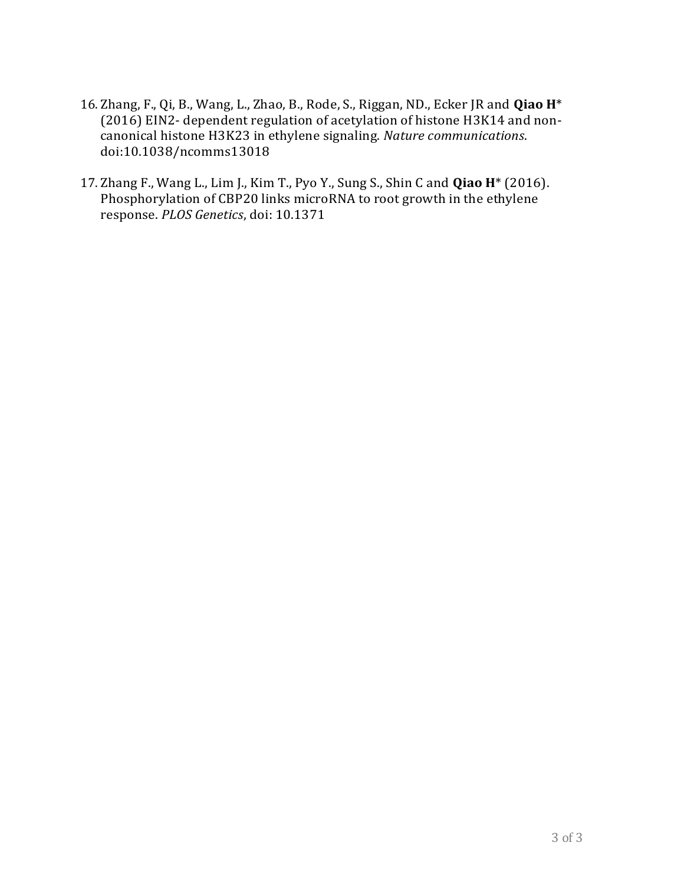16. Zhang, F., Qi, B., Wang, L., Zhao, B., Rode, S., Riggan, ND., Ecker JR and **Qiao H***  (2016) EIN2- dependent regulation of acetylation of histone H3K14 and non-canonical histone H3K23 in ethylene signaling. *Nature communications*. doi:10.1038/ncomms13018

17. Zhang F., Wang L., Lim J., Kim T., Pyo Y., Sung S., Shin C and **Qiao H*** (2016). Phosphorylation of CBP20 links microRNA to root growth in the ethylene response. *PLOS Genetics*, doi: 10.1371